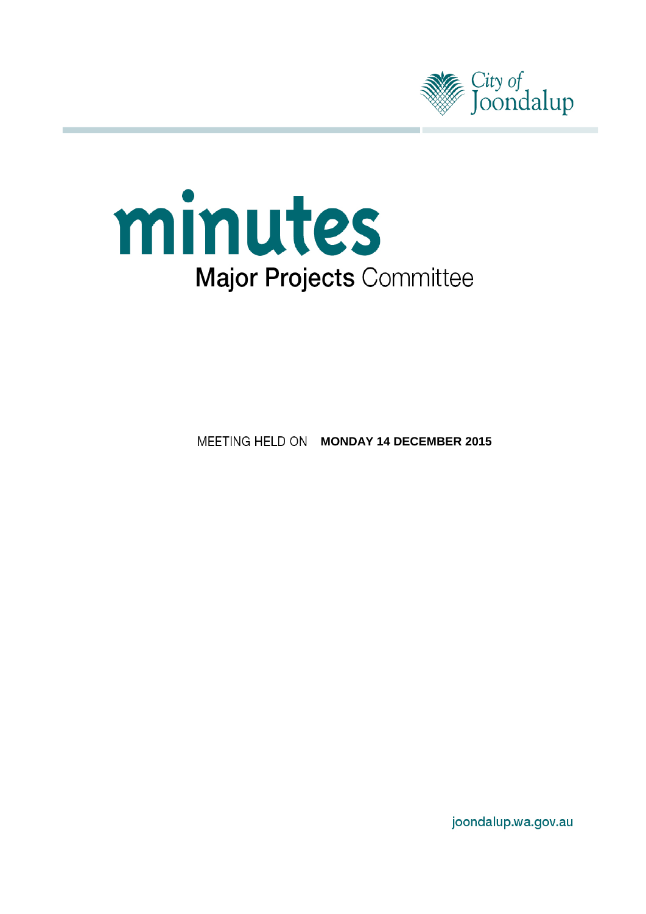City of Joondalup

# minutes

## Major Projects Committee

MEETING HELD ON **MONDAY 14 DECEMBER 2015**

joondalup.wa.gov.au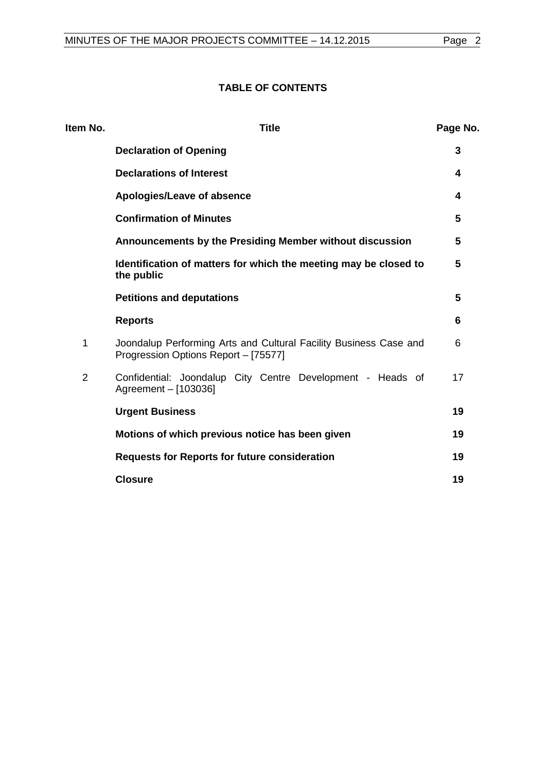## TABLE OF CONTENTS

| Item No. | Title | Page No. |
|---|---|---|
| | **Declaration of Opening** | **3** |
| | **Declarations of Interest** | **4** |
| | **Apologies/Leave of absence** | **4** |
| | **Confirmation of Minutes** | **5** |
| | **Announcements by the Presiding Member without discussion** | **5** |
| | **Identification of matters for which the meeting may be closed to the public** | **5** |
| | **Petitions and deputations** | **5** |
| | **Reports** | **6** |
| 1 | Joondalup Performing Arts and Cultural Facility Business Case and Progression Options Report – [75577] | 6 |
| 2 | Confidential: Joondalup City Centre Development - Heads of Agreement – [103036] | 17 |
| | **Urgent Business** | **19** |
| | **Motions of which previous notice has been given** | **19** |
| | **Requests for Reports for future consideration** | **19** |
| | **Closure** | **19** |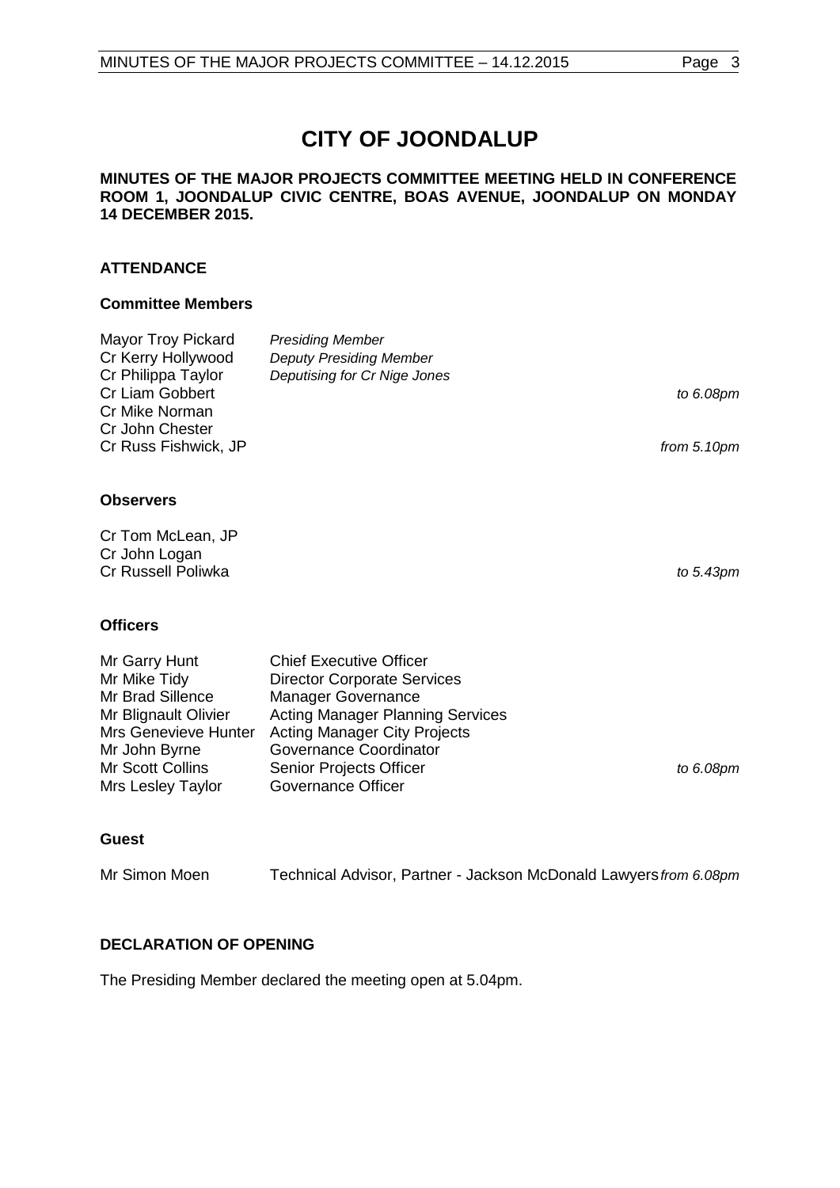# CITY OF JOONDALUP

**MINUTES OF THE MAJOR PROJECTS COMMITTEE MEETING HELD IN CONFERENCE ROOM 1, JOONDALUP CIVIC CENTRE, BOAS AVENUE, JOONDALUP ON MONDAY 14 DECEMBER 2015.**

## ATTENDANCE

### Committee Members

| | | |
|---|---|---|
| Mayor Troy Pickard | *Presiding Member* | |
| Cr Kerry Hollywood | *Deputy Presiding Member* | |
| Cr Philippa Taylor | *Deputising for Cr Nige Jones* | |
| Cr Liam Gobbert | | *to 6.08pm* |
| Cr Mike Norman | | |
| Cr John Chester | | |
| Cr Russ Fishwick, JP | | *from 5.10pm* |

### Observers

| | |
|---|---|
| Cr Tom McLean, JP | |
| Cr John Logan | |
| Cr Russell Poliwka | *to 5.43pm* |

### Officers

| | | |
|---|---|---|
| Mr Garry Hunt | Chief Executive Officer | |
| Mr Mike Tidy | Director Corporate Services | |
| Mr Brad Sillence | Manager Governance | |
| Mr Blignault Olivier | Acting Manager Planning Services | |
| Mrs Genevieve Hunter | Acting Manager City Projects | |
| Mr John Byrne | Governance Coordinator | |
| Mr Scott Collins | Senior Projects Officer | *to 6.08pm* |
| Mrs Lesley Taylor | Governance Officer | |

### Guest

| | | |
|---|---|---|
| Mr Simon Moen | Technical Advisor, Partner - Jackson McDonald Lawyers | *from 6.08pm* |

## DECLARATION OF OPENING

The Presiding Member declared the meeting open at 5.04pm.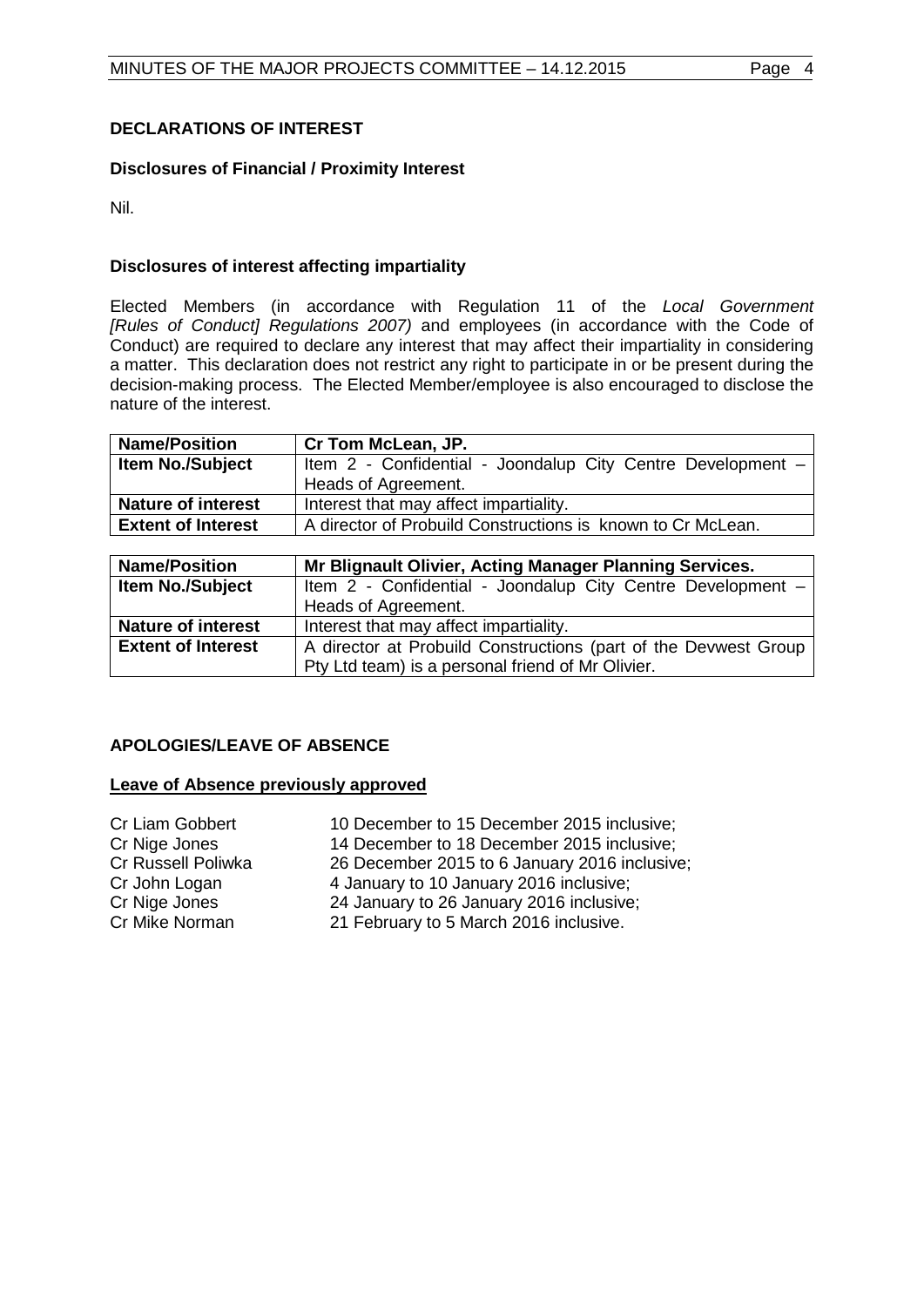## DECLARATIONS OF INTEREST

### Disclosures of Financial / Proximity Interest

Nil.

### Disclosures of interest affecting impartiality

Elected Members (in accordance with Regulation 11 of the *Local Government [Rules of Conduct] Regulations 2007)* and employees (in accordance with the Code of Conduct) are required to declare any interest that may affect their impartiality in considering a matter. This declaration does not restrict any right to participate in or be present during the decision-making process. The Elected Member/employee is also encouraged to disclose the nature of the interest.

| **Name/Position** | **Cr Tom McLean, JP.** |
|---|---|
| **Item No./Subject** | Item 2 - Confidential - Joondalup City Centre Development – Heads of Agreement. |
| **Nature of interest** | Interest that may affect impartiality. |
| **Extent of Interest** | A director of Probuild Constructions is known to Cr McLean. |

| **Name/Position** | **Mr Blignault Olivier, Acting Manager Planning Services.** |
|---|---|
| **Item No./Subject** | Item 2 - Confidential - Joondalup City Centre Development – Heads of Agreement. |
| **Nature of interest** | Interest that may affect impartiality. |
| **Extent of Interest** | A director at Probuild Constructions (part of the Devwest Group Pty Ltd team) is a personal friend of Mr Olivier. |

## APOLOGIES/LEAVE OF ABSENCE

**Leave of Absence previously approved**

| | |
|---|---|
| Cr Liam Gobbert | 10 December to 15 December 2015 inclusive; |
| Cr Nige Jones | 14 December to 18 December 2015 inclusive; |
| Cr Russell Poliwka | 26 December 2015 to 6 January 2016 inclusive; |
| Cr John Logan | 4 January to 10 January 2016 inclusive; |
| Cr Nige Jones | 24 January to 26 January 2016 inclusive; |
| Cr Mike Norman | 21 February to 5 March 2016 inclusive. |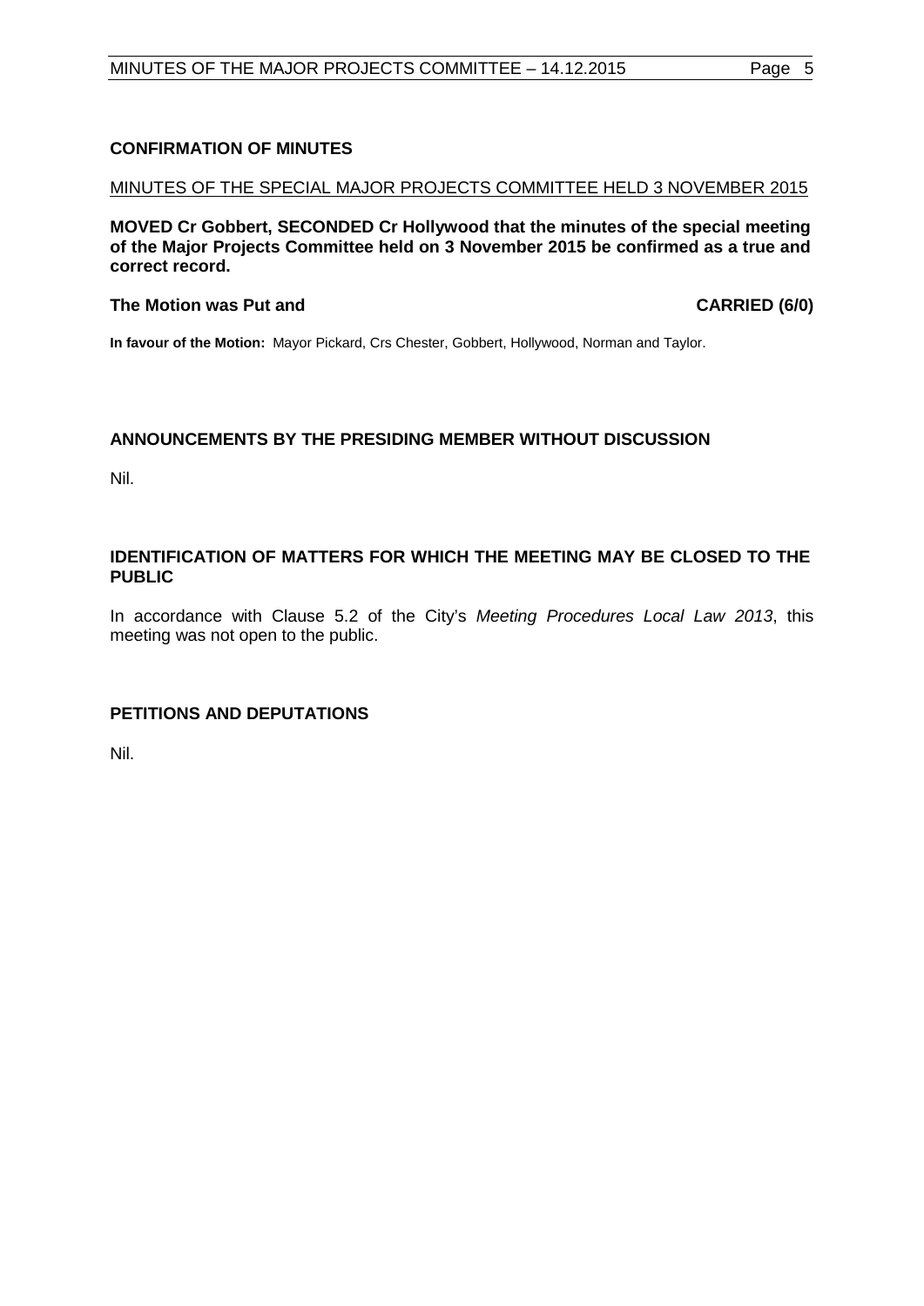## CONFIRMATION OF MINUTES

MINUTES OF THE SPECIAL MAJOR PROJECTS COMMITTEE HELD 3 NOVEMBER 2015

**MOVED Cr Gobbert, SECONDED Cr Hollywood that the minutes of the special meeting of the Major Projects Committee held on 3 November 2015 be confirmed as a true and correct record.**

**The Motion was Put and CARRIED (6/0)**

**In favour of the Motion:** Mayor Pickard, Crs Chester, Gobbert, Hollywood, Norman and Taylor.

## ANNOUNCEMENTS BY THE PRESIDING MEMBER WITHOUT DISCUSSION

Nil.

## IDENTIFICATION OF MATTERS FOR WHICH THE MEETING MAY BE CLOSED TO THE PUBLIC

In accordance with Clause 5.2 of the City's *Meeting Procedures Local Law 2013*, this meeting was not open to the public.

## PETITIONS AND DEPUTATIONS

Nil.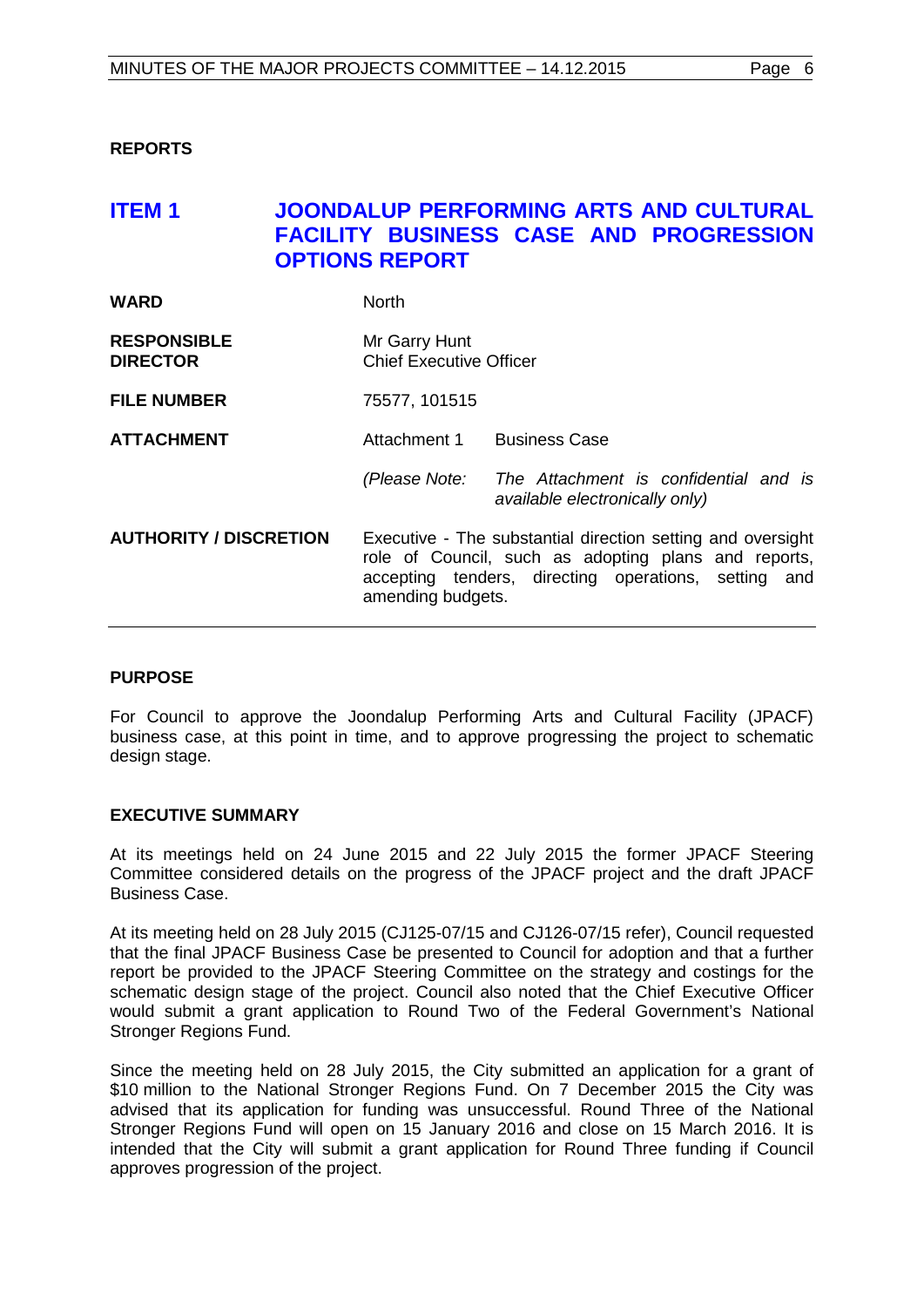## REPORTS

## ITEM 1 JOONDALUP PERFORMING ARTS AND CULTURAL FACILITY BUSINESS CASE AND PROGRESSION OPTIONS REPORT

| | | |
|---|---|---|
| **WARD** | North | |
| **RESPONSIBLE DIRECTOR** | Mr Garry Hunt<br>Chief Executive Officer | |
| **FILE NUMBER** | 75577, 101515 | |
| **ATTACHMENT** | Attachment 1 | Business Case |
| | *(Please Note:* | *The Attachment is confidential and is available electronically only)* |
| **AUTHORITY / DISCRETION** | Executive - The substantial direction setting and oversight role of Council, such as adopting plans and reports, accepting tenders, directing operations, setting and amending budgets. | |

### PURPOSE

For Council to approve the Joondalup Performing Arts and Cultural Facility (JPACF) business case, at this point in time, and to approve progressing the project to schematic design stage.

### EXECUTIVE SUMMARY

At its meetings held on 24 June 2015 and 22 July 2015 the former JPACF Steering Committee considered details on the progress of the JPACF project and the draft JPACF Business Case.

At its meeting held on 28 July 2015 (CJ125-07/15 and CJ126-07/15 refer), Council requested that the final JPACF Business Case be presented to Council for adoption and that a further report be provided to the JPACF Steering Committee on the strategy and costings for the schematic design stage of the project. Council also noted that the Chief Executive Officer would submit a grant application to Round Two of the Federal Government's National Stronger Regions Fund.

Since the meeting held on 28 July 2015, the City submitted an application for a grant of $10 million to the National Stronger Regions Fund. On 7 December 2015 the City was advised that its application for funding was unsuccessful. Round Three of the National Stronger Regions Fund will open on 15 January 2016 and close on 15 March 2016. It is intended that the City will submit a grant application for Round Three funding if Council approves progression of the project.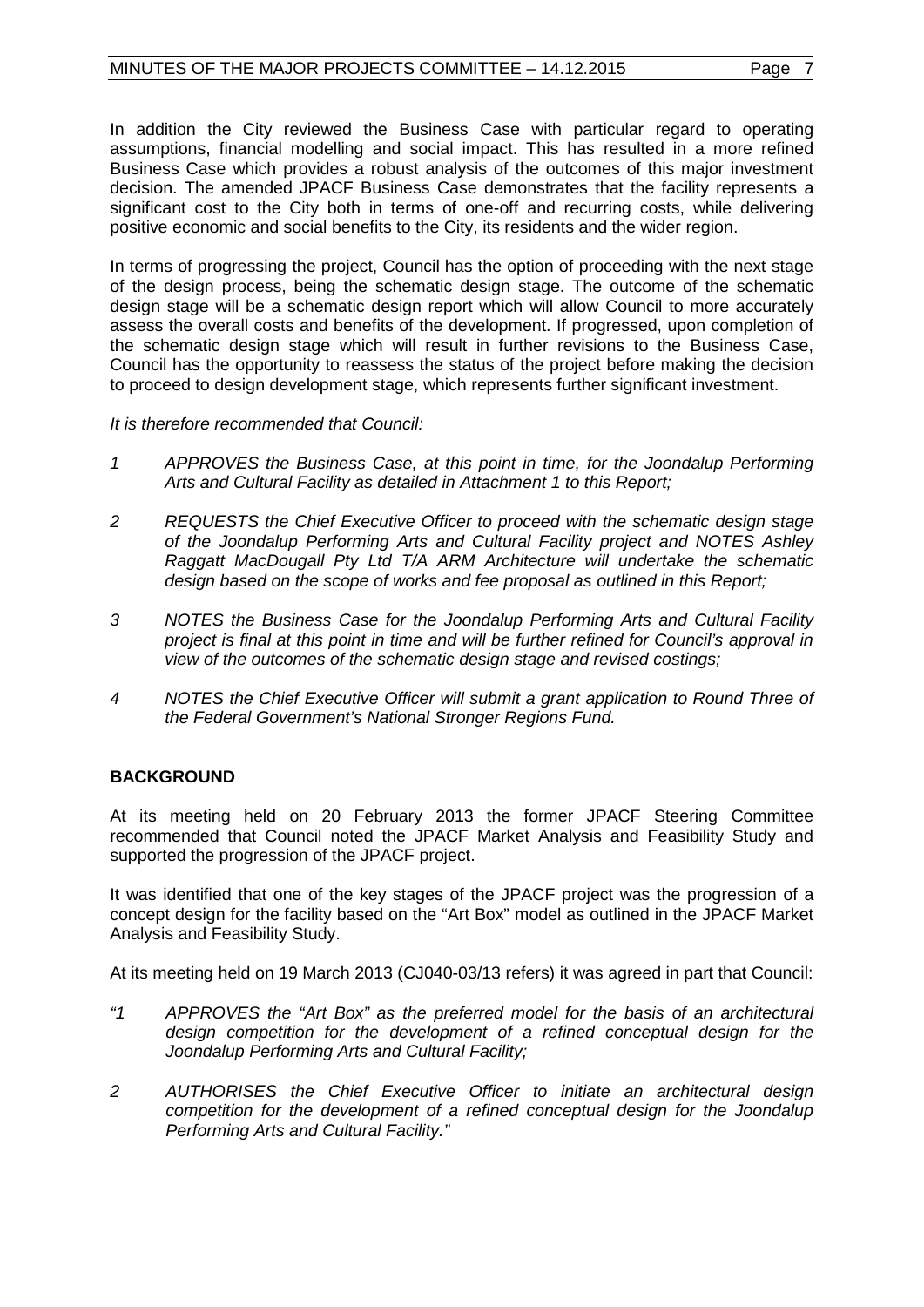In addition the City reviewed the Business Case with particular regard to operating assumptions, financial modelling and social impact. This has resulted in a more refined Business Case which provides a robust analysis of the outcomes of this major investment decision. The amended JPACF Business Case demonstrates that the facility represents a significant cost to the City both in terms of one-off and recurring costs, while delivering positive economic and social benefits to the City, its residents and the wider region.

In terms of progressing the project, Council has the option of proceeding with the next stage of the design process, being the schematic design stage. The outcome of the schematic design stage will be a schematic design report which will allow Council to more accurately assess the overall costs and benefits of the development. If progressed, upon completion of the schematic design stage which will result in further revisions to the Business Case, Council has the opportunity to reassess the status of the project before making the decision to proceed to design development stage, which represents further significant investment.

*It is therefore recommended that Council:*

1. *APPROVES the Business Case, at this point in time, for the Joondalup Performing Arts and Cultural Facility as detailed in Attachment 1 to this Report;*
2. *REQUESTS the Chief Executive Officer to proceed with the schematic design stage of the Joondalup Performing Arts and Cultural Facility project and NOTES Ashley Raggatt MacDougall Pty Ltd T/A ARM Architecture will undertake the schematic design based on the scope of works and fee proposal as outlined in this Report;*
3. *NOTES the Business Case for the Joondalup Performing Arts and Cultural Facility project is final at this point in time and will be further refined for Council's approval in view of the outcomes of the schematic design stage and revised costings;*
4. *NOTES the Chief Executive Officer will submit a grant application to Round Three of the Federal Government's National Stronger Regions Fund.*

## BACKGROUND

At its meeting held on 20 February 2013 the former JPACF Steering Committee recommended that Council noted the JPACF Market Analysis and Feasibility Study and supported the progression of the JPACF project.

It was identified that one of the key stages of the JPACF project was the progression of a concept design for the facility based on the "Art Box" model as outlined in the JPACF Market Analysis and Feasibility Study.

At its meeting held on 19 March 2013 (CJ040-03/13 refers) it was agreed in part that Council:

*"1 APPROVES the "Art Box" as the preferred model for the basis of an architectural design competition for the development of a refined conceptual design for the Joondalup Performing Arts and Cultural Facility;*

*2 AUTHORISES the Chief Executive Officer to initiate an architectural design competition for the development of a refined conceptual design for the Joondalup Performing Arts and Cultural Facility."*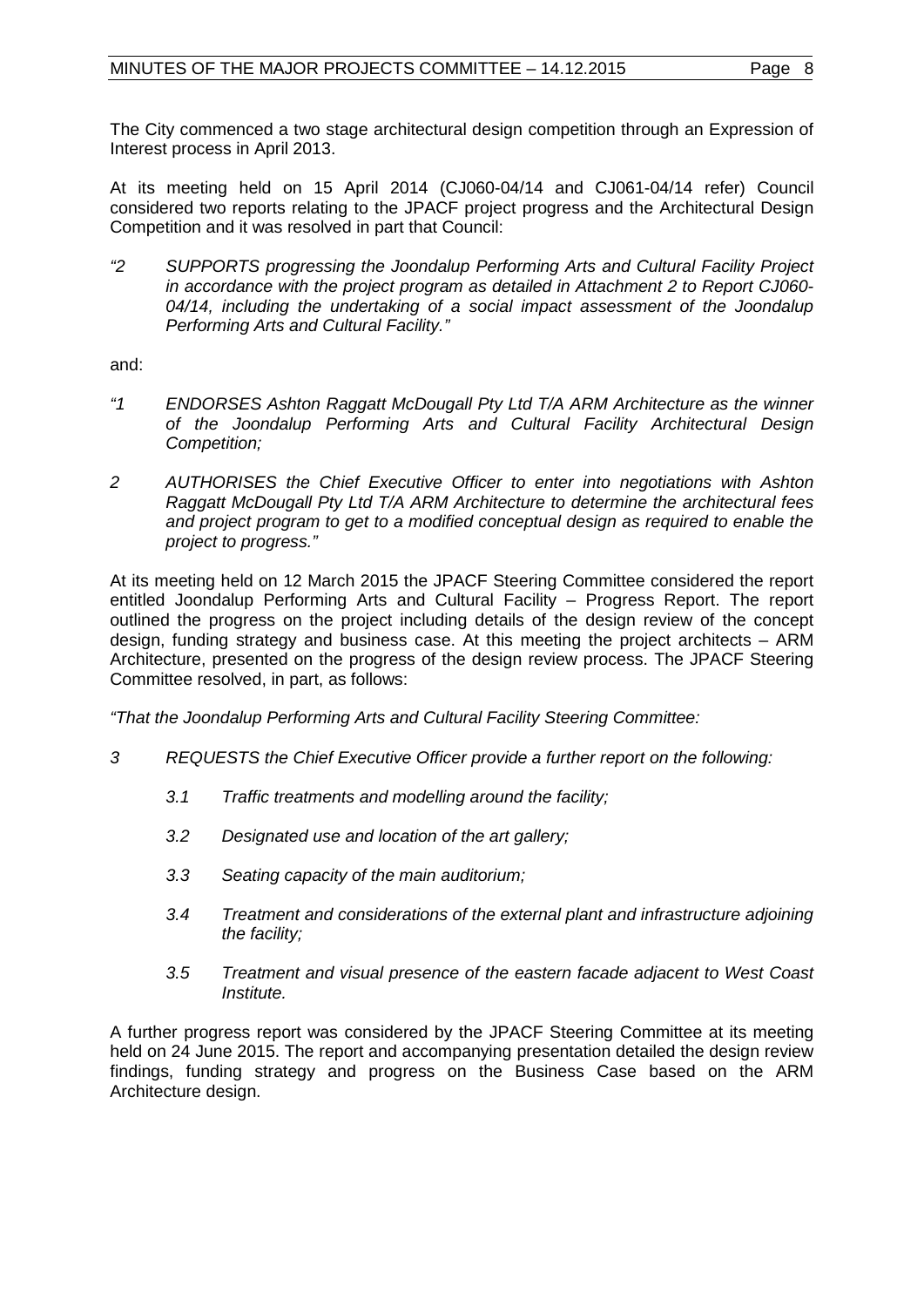The City commenced a two stage architectural design competition through an Expression of Interest process in April 2013.

At its meeting held on 15 April 2014 (CJ060-04/14 and CJ061-04/14 refer) Council considered two reports relating to the JPACF project progress and the Architectural Design Competition and it was resolved in part that Council:

*"2 SUPPORTS progressing the Joondalup Performing Arts and Cultural Facility Project in accordance with the project program as detailed in Attachment 2 to Report CJ060-04/14, including the undertaking of a social impact assessment of the Joondalup Performing Arts and Cultural Facility."*

and:

*"1 ENDORSES Ashton Raggatt McDougall Pty Ltd T/A ARM Architecture as the winner of the Joondalup Performing Arts and Cultural Facility Architectural Design Competition;*

*2 AUTHORISES the Chief Executive Officer to enter into negotiations with Ashton Raggatt McDougall Pty Ltd T/A ARM Architecture to determine the architectural fees and project program to get to a modified conceptual design as required to enable the project to progress."*

At its meeting held on 12 March 2015 the JPACF Steering Committee considered the report entitled Joondalup Performing Arts and Cultural Facility – Progress Report. The report outlined the progress on the project including details of the design review of the concept design, funding strategy and business case. At this meeting the project architects – ARM Architecture, presented on the progress of the design review process. The JPACF Steering Committee resolved, in part, as follows:

*"That the Joondalup Performing Arts and Cultural Facility Steering Committee:*

*3 REQUESTS the Chief Executive Officer provide a further report on the following:*

*3.1 Traffic treatments and modelling around the facility;*

*3.2 Designated use and location of the art gallery;*

*3.3 Seating capacity of the main auditorium;*

*3.4 Treatment and considerations of the external plant and infrastructure adjoining the facility;*

*3.5 Treatment and visual presence of the eastern facade adjacent to West Coast Institute.*

A further progress report was considered by the JPACF Steering Committee at its meeting held on 24 June 2015. The report and accompanying presentation detailed the design review findings, funding strategy and progress on the Business Case based on the ARM Architecture design.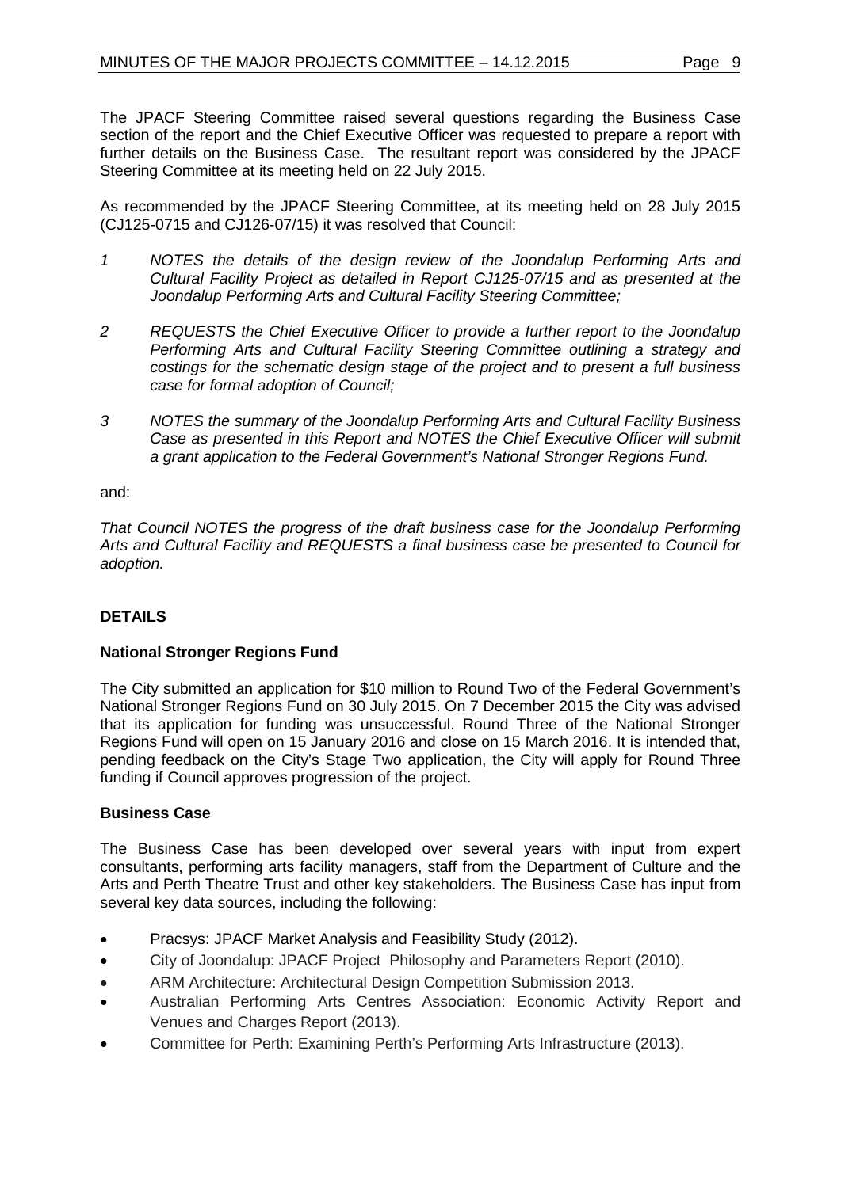The JPACF Steering Committee raised several questions regarding the Business Case section of the report and the Chief Executive Officer was requested to prepare a report with further details on the Business Case. The resultant report was considered by the JPACF Steering Committee at its meeting held on 22 July 2015.

As recommended by the JPACF Steering Committee, at its meeting held on 28 July 2015 (CJ125-0715 and CJ126-07/15) it was resolved that Council:

1. *NOTES the details of the design review of the Joondalup Performing Arts and Cultural Facility Project as detailed in Report CJ125-07/15 and as presented at the Joondalup Performing Arts and Cultural Facility Steering Committee;*

2. *REQUESTS the Chief Executive Officer to provide a further report to the Joondalup Performing Arts and Cultural Facility Steering Committee outlining a strategy and costings for the schematic design stage of the project and to present a full business case for formal adoption of Council;*

3. *NOTES the summary of the Joondalup Performing Arts and Cultural Facility Business Case as presented in this Report and NOTES the Chief Executive Officer will submit a grant application to the Federal Government's National Stronger Regions Fund.*

and:

*That Council NOTES the progress of the draft business case for the Joondalup Performing Arts and Cultural Facility and REQUESTS a final business case be presented to Council for adoption.*

## DETAILS

### National Stronger Regions Fund

The City submitted an application for $10 million to Round Two of the Federal Government's National Stronger Regions Fund on 30 July 2015. On 7 December 2015 the City was advised that its application for funding was unsuccessful. Round Three of the National Stronger Regions Fund will open on 15 January 2016 and close on 15 March 2016. It is intended that, pending feedback on the City's Stage Two application, the City will apply for Round Three funding if Council approves progression of the project.

### Business Case

The Business Case has been developed over several years with input from expert consultants, performing arts facility managers, staff from the Department of Culture and the Arts and Perth Theatre Trust and other key stakeholders. The Business Case has input from several key data sources, including the following:

- Pracsys: JPACF Market Analysis and Feasibility Study (2012).
- City of Joondalup: JPACF Project Philosophy and Parameters Report (2010).
- ARM Architecture: Architectural Design Competition Submission 2013.
- Australian Performing Arts Centres Association: Economic Activity Report and Venues and Charges Report (2013).
- Committee for Perth: Examining Perth's Performing Arts Infrastructure (2013).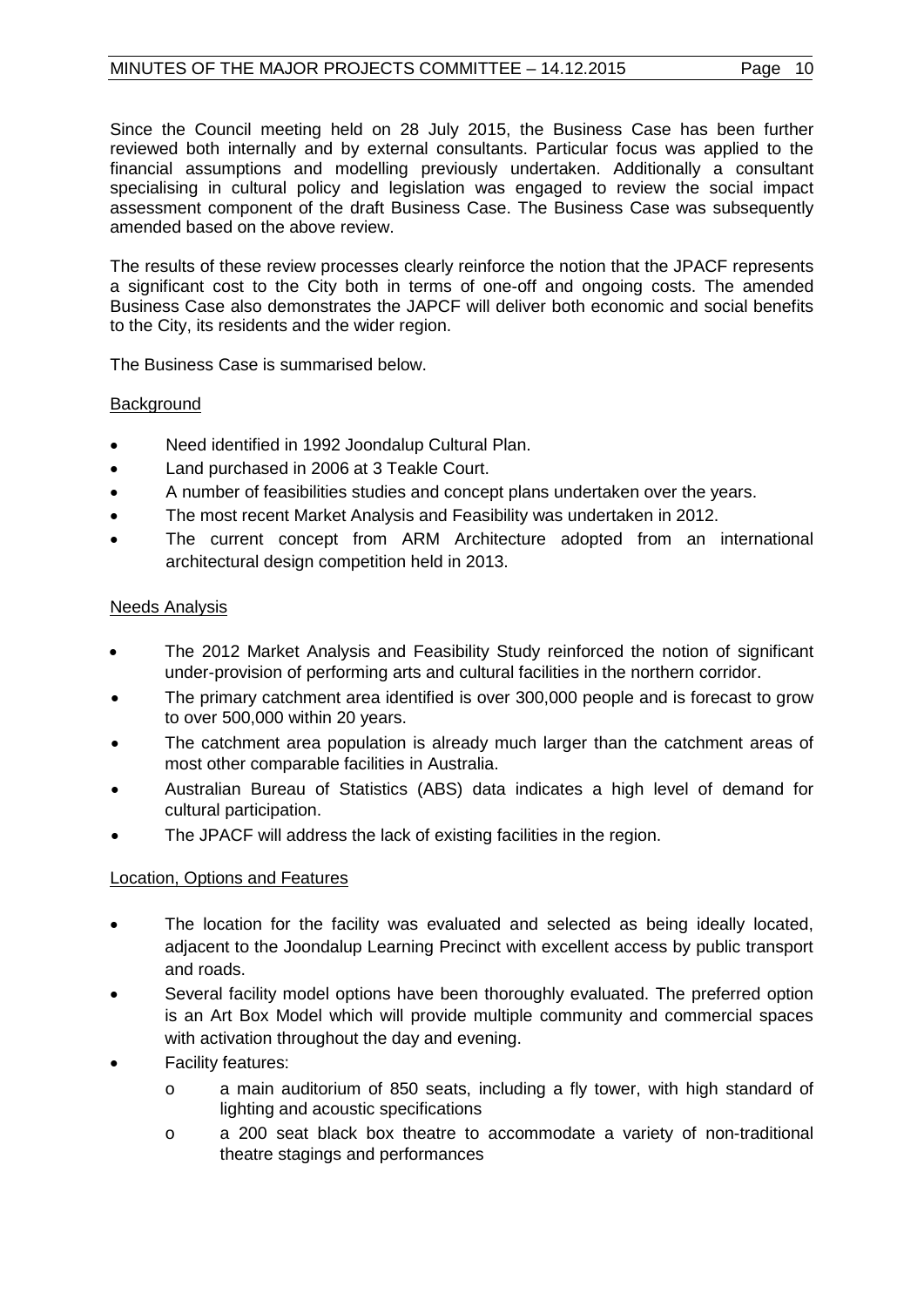Since the Council meeting held on 28 July 2015, the Business Case has been further reviewed both internally and by external consultants. Particular focus was applied to the financial assumptions and modelling previously undertaken. Additionally a consultant specialising in cultural policy and legislation was engaged to review the social impact assessment component of the draft Business Case. The Business Case was subsequently amended based on the above review.

The results of these review processes clearly reinforce the notion that the JPACF represents a significant cost to the City both in terms of one-off and ongoing costs. The amended Business Case also demonstrates the JAPCF will deliver both economic and social benefits to the City, its residents and the wider region.

The Business Case is summarised below.

<u>Background</u>

- Need identified in 1992 Joondalup Cultural Plan.
- Land purchased in 2006 at 3 Teakle Court.
- A number of feasibilities studies and concept plans undertaken over the years.
- The most recent Market Analysis and Feasibility was undertaken in 2012.
- The current concept from ARM Architecture adopted from an international architectural design competition held in 2013.

<u>Needs Analysis</u>

- The 2012 Market Analysis and Feasibility Study reinforced the notion of significant under-provision of performing arts and cultural facilities in the northern corridor.
- The primary catchment area identified is over 300,000 people and is forecast to grow to over 500,000 within 20 years.
- The catchment area population is already much larger than the catchment areas of most other comparable facilities in Australia.
- Australian Bureau of Statistics (ABS) data indicates a high level of demand for cultural participation.
- The JPACF will address the lack of existing facilities in the region.

<u>Location, Options and Features</u>

- The location for the facility was evaluated and selected as being ideally located, adjacent to the Joondalup Learning Precinct with excellent access by public transport and roads.
- Several facility model options have been thoroughly evaluated. The preferred option is an Art Box Model which will provide multiple community and commercial spaces with activation throughout the day and evening.
- Facility features:
  - a main auditorium of 850 seats, including a fly tower, with high standard of lighting and acoustic specifications
  - a 200 seat black box theatre to accommodate a variety of non-traditional theatre stagings and performances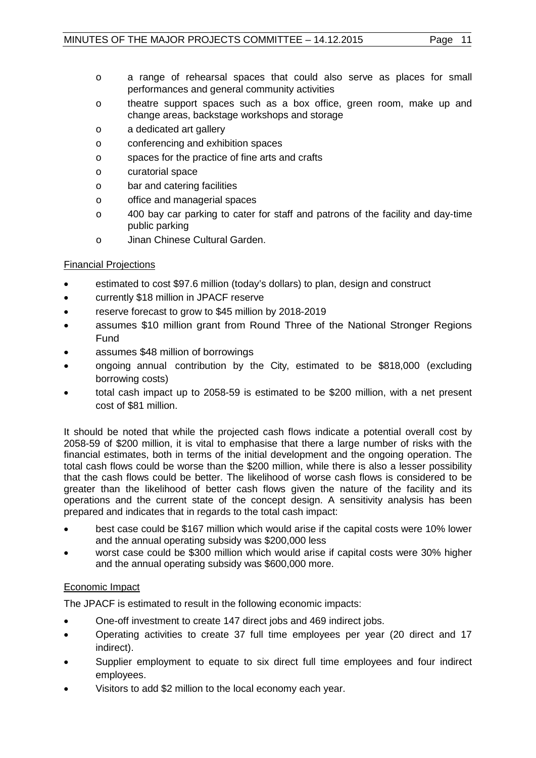- a range of rehearsal spaces that could also serve as places for small performances and general community activities
  - theatre support spaces such as a box office, green room, make up and change areas, backstage workshops and storage
  - a dedicated art gallery
  - conferencing and exhibition spaces
  - spaces for the practice of fine arts and crafts
  - curatorial space
  - bar and catering facilities
  - office and managerial spaces
  - 400 bay car parking to cater for staff and patrons of the facility and day-time public parking
  - Jinan Chinese Cultural Garden.

Financial Projections

- estimated to cost $97.6 million (today's dollars) to plan, design and construct
- currently $18 million in JPACF reserve
- reserve forecast to grow to $45 million by 2018-2019
- assumes $10 million grant from Round Three of the National Stronger Regions Fund
- assumes $48 million of borrowings
- ongoing annual contribution by the City, estimated to be $818,000 (excluding borrowing costs)
- total cash impact up to 2058-59 is estimated to be $200 million, with a net present cost of $81 million.

It should be noted that while the projected cash flows indicate a potential overall cost by 2058-59 of $200 million, it is vital to emphasise that there a large number of risks with the financial estimates, both in terms of the initial development and the ongoing operation. The total cash flows could be worse than the $200 million, while there is also a lesser possibility that the cash flows could be better. The likelihood of worse cash flows is considered to be greater than the likelihood of better cash flows given the nature of the facility and its operations and the current state of the concept design. A sensitivity analysis has been prepared and indicates that in regards to the total cash impact:

- best case could be $167 million which would arise if the capital costs were 10% lower and the annual operating subsidy was $200,000 less
- worst case could be $300 million which would arise if capital costs were 30% higher and the annual operating subsidy was $600,000 more.

Economic Impact

The JPACF is estimated to result in the following economic impacts:

- One-off investment to create 147 direct jobs and 469 indirect jobs.
- Operating activities to create 37 full time employees per year (20 direct and 17 indirect).
- Supplier employment to equate to six direct full time employees and four indirect employees.
- Visitors to add $2 million to the local economy each year.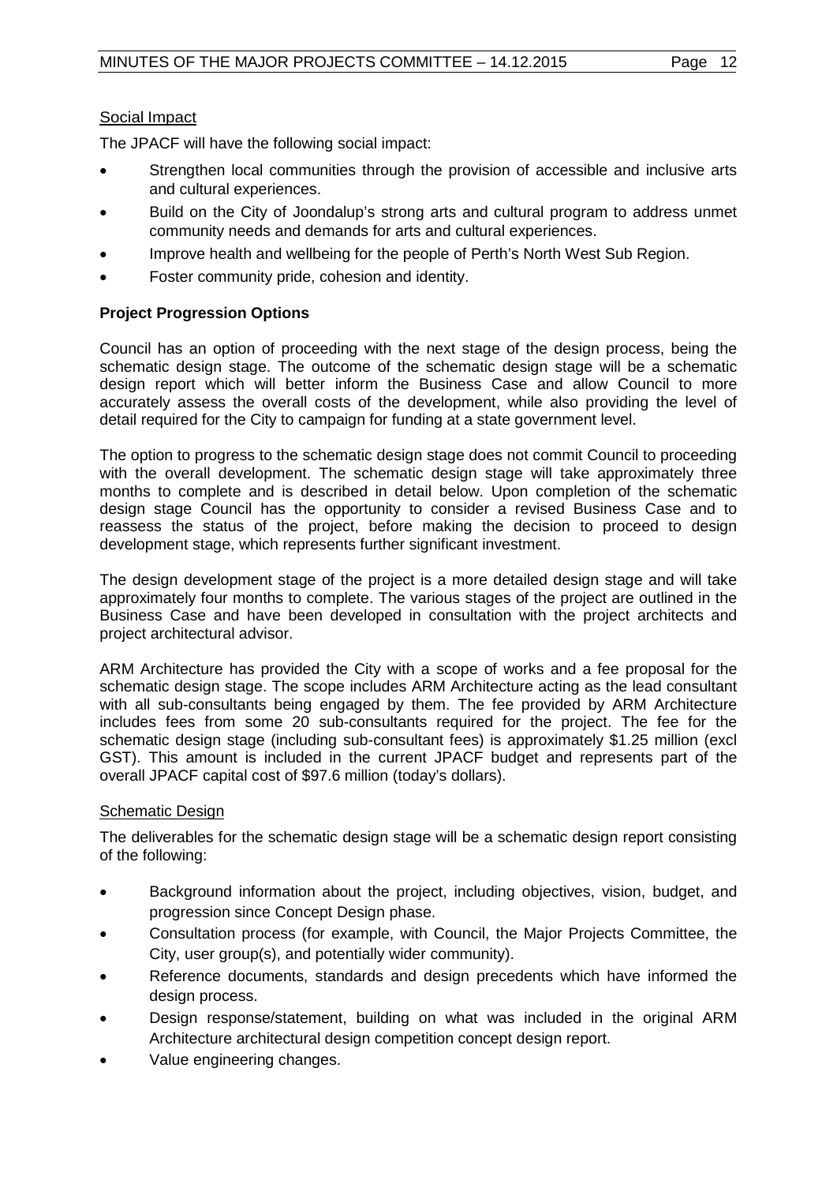Social Impact

The JPACF will have the following social impact:

- Strengthen local communities through the provision of accessible and inclusive arts and cultural experiences.
- Build on the City of Joondalup's strong arts and cultural program to address unmet community needs and demands for arts and cultural experiences.
- Improve health and wellbeing for the people of Perth's North West Sub Region.
- Foster community pride, cohesion and identity.

**Project Progression Options**

Council has an option of proceeding with the next stage of the design process, being the schematic design stage. The outcome of the schematic design stage will be a schematic design report which will better inform the Business Case and allow Council to more accurately assess the overall costs of the development, while also providing the level of detail required for the City to campaign for funding at a state government level.

The option to progress to the schematic design stage does not commit Council to proceeding with the overall development. The schematic design stage will take approximately three months to complete and is described in detail below. Upon completion of the schematic design stage Council has the opportunity to consider a revised Business Case and to reassess the status of the project, before making the decision to proceed to design development stage, which represents further significant investment.

The design development stage of the project is a more detailed design stage and will take approximately four months to complete. The various stages of the project are outlined in the Business Case and have been developed in consultation with the project architects and project architectural advisor.

ARM Architecture has provided the City with a scope of works and a fee proposal for the schematic design stage. The scope includes ARM Architecture acting as the lead consultant with all sub-consultants being engaged by them. The fee provided by ARM Architecture includes fees from some 20 sub-consultants required for the project. The fee for the schematic design stage (including sub-consultant fees) is approximately $1.25 million (excl GST). This amount is included in the current JPACF budget and represents part of the overall JPACF capital cost of $97.6 million (today's dollars).

Schematic Design

The deliverables for the schematic design stage will be a schematic design report consisting of the following:

- Background information about the project, including objectives, vision, budget, and progression since Concept Design phase.
- Consultation process (for example, with Council, the Major Projects Committee, the City, user group(s), and potentially wider community).
- Reference documents, standards and design precedents which have informed the design process.
- Design response/statement, building on what was included in the original ARM Architecture architectural design competition concept design report.
- Value engineering changes.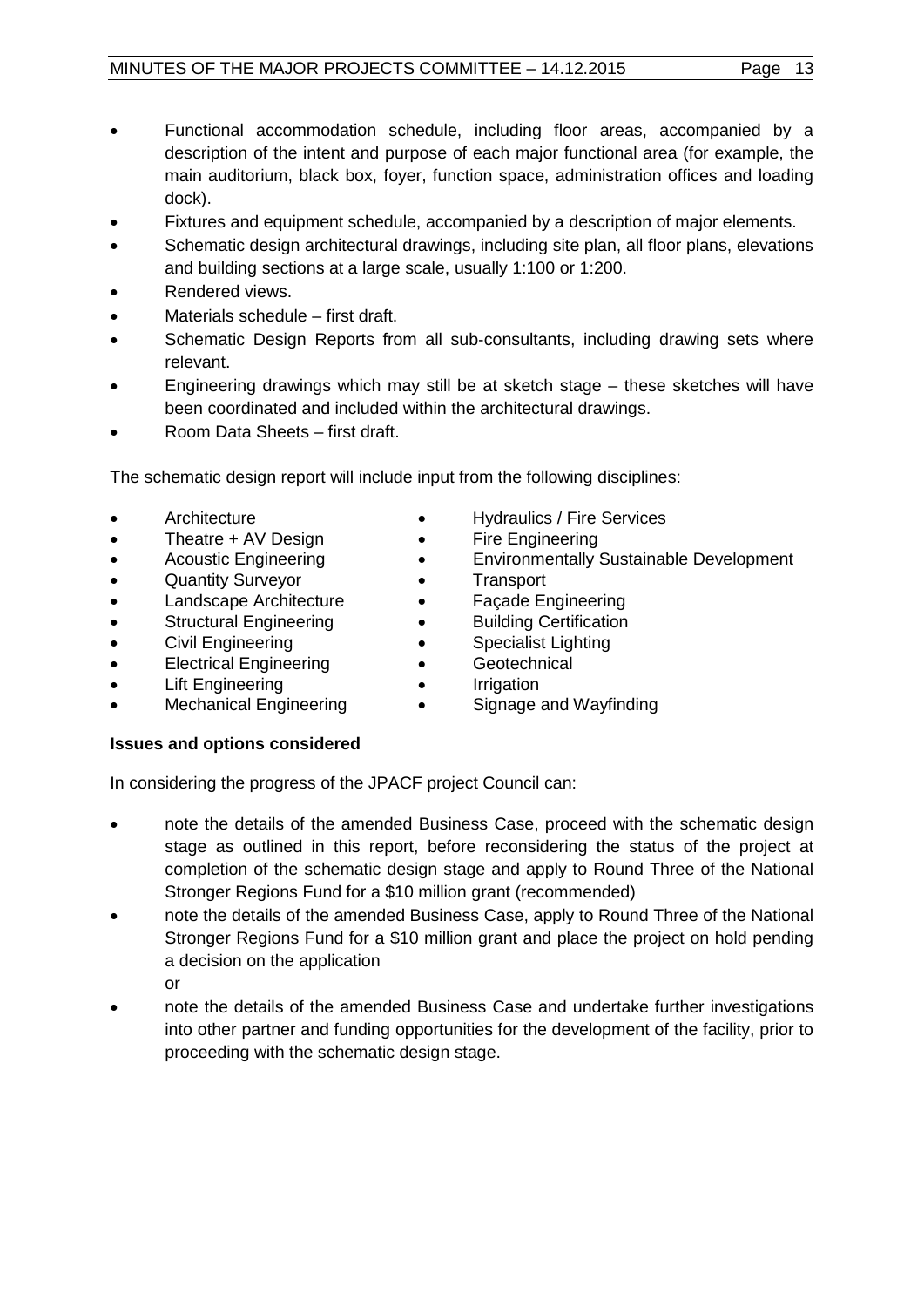- Functional accommodation schedule, including floor areas, accompanied by a description of the intent and purpose of each major functional area (for example, the main auditorium, black box, foyer, function space, administration offices and loading dock).
- Fixtures and equipment schedule, accompanied by a description of major elements.
- Schematic design architectural drawings, including site plan, all floor plans, elevations and building sections at a large scale, usually 1:100 or 1:200.
- Rendered views.
- Materials schedule – first draft.
- Schematic Design Reports from all sub-consultants, including drawing sets where relevant.
- Engineering drawings which may still be at sketch stage – these sketches will have been coordinated and included within the architectural drawings.
- Room Data Sheets – first draft.

The schematic design report will include input from the following disciplines:

- Architecture
- Theatre + AV Design
- Acoustic Engineering
- Quantity Surveyor
- Landscape Architecture
- Structural Engineering
- Civil Engineering
- Electrical Engineering
- Lift Engineering
- Mechanical Engineering
- Hydraulics / Fire Services
- Fire Engineering
- Environmentally Sustainable Development
- Transport
- Façade Engineering
- Building Certification
- Specialist Lighting
- Geotechnical
- Irrigation
- Signage and Wayfinding

**Issues and options considered**

In considering the progress of the JPACF project Council can:

- note the details of the amended Business Case, proceed with the schematic design stage as outlined in this report, before reconsidering the status of the project at completion of the schematic design stage and apply to Round Three of the National Stronger Regions Fund for a $10 million grant (recommended)
- note the details of the amended Business Case, apply to Round Three of the National Stronger Regions Fund for a $10 million grant and place the project on hold pending a decision on the application

  or
- note the details of the amended Business Case and undertake further investigations into other partner and funding opportunities for the development of the facility, prior to proceeding with the schematic design stage.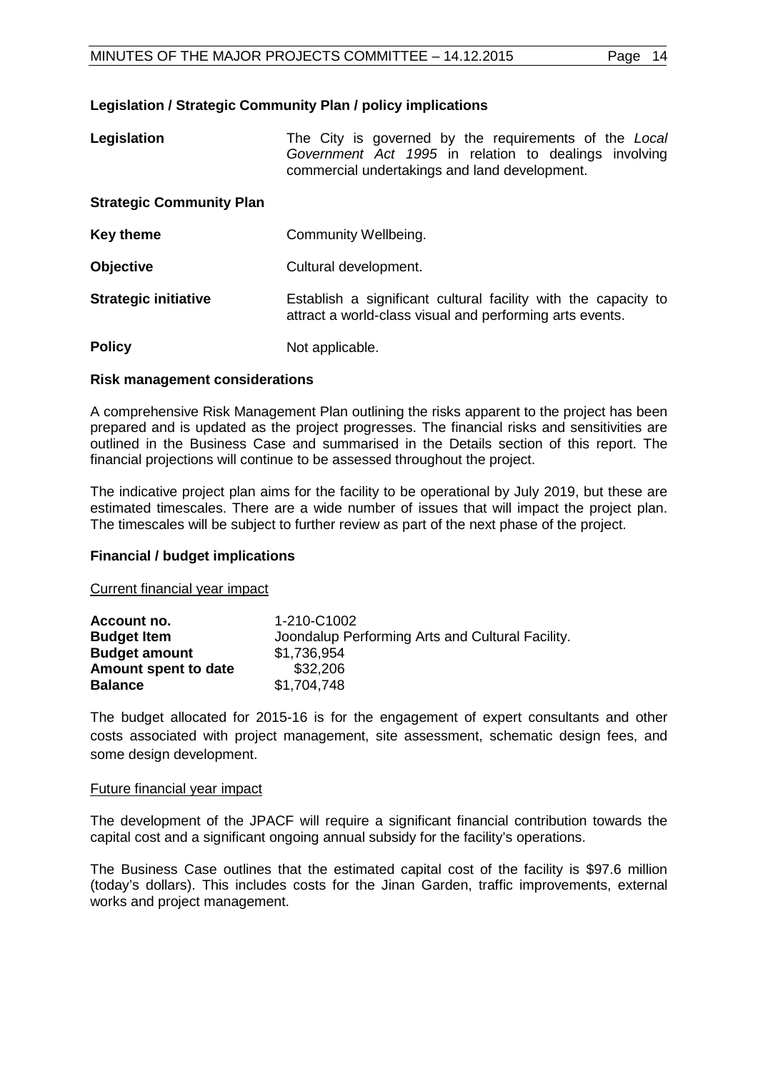**Legislation / Strategic Community Plan / policy implications**

| | |
|---|---|
| **Legislation** | The City is governed by the requirements of the *Local Government Act 1995* in relation to dealings involving commercial undertakings and land development. |
| **Strategic Community Plan** | |
| **Key theme** | Community Wellbeing. |
| **Objective** | Cultural development. |
| **Strategic initiative** | Establish a significant cultural facility with the capacity to attract a world-class visual and performing arts events. |
| **Policy** | Not applicable. |

**Risk management considerations**

A comprehensive Risk Management Plan outlining the risks apparent to the project has been prepared and is updated as the project progresses. The financial risks and sensitivities are outlined in the Business Case and summarised in the Details section of this report. The financial projections will continue to be assessed throughout the project.

The indicative project plan aims for the facility to be operational by July 2019, but these are estimated timescales. There are a wide number of issues that will impact the project plan. The timescales will be subject to further review as part of the next phase of the project.

**Financial / budget implications**

Current financial year impact

| | |
|---|---|
| **Account no.** | 1-210-C1002 |
| **Budget Item** | Joondalup Performing Arts and Cultural Facility. |
| **Budget amount** | $1,736,954 |
| **Amount spent to date** | $32,206 |
| **Balance** | $1,704,748 |

The budget allocated for 2015-16 is for the engagement of expert consultants and other costs associated with project management, site assessment, schematic design fees, and some design development.

Future financial year impact

The development of the JPACF will require a significant financial contribution towards the capital cost and a significant ongoing annual subsidy for the facility's operations.

The Business Case outlines that the estimated capital cost of the facility is $97.6 million (today's dollars). This includes costs for the Jinan Garden, traffic improvements, external works and project management.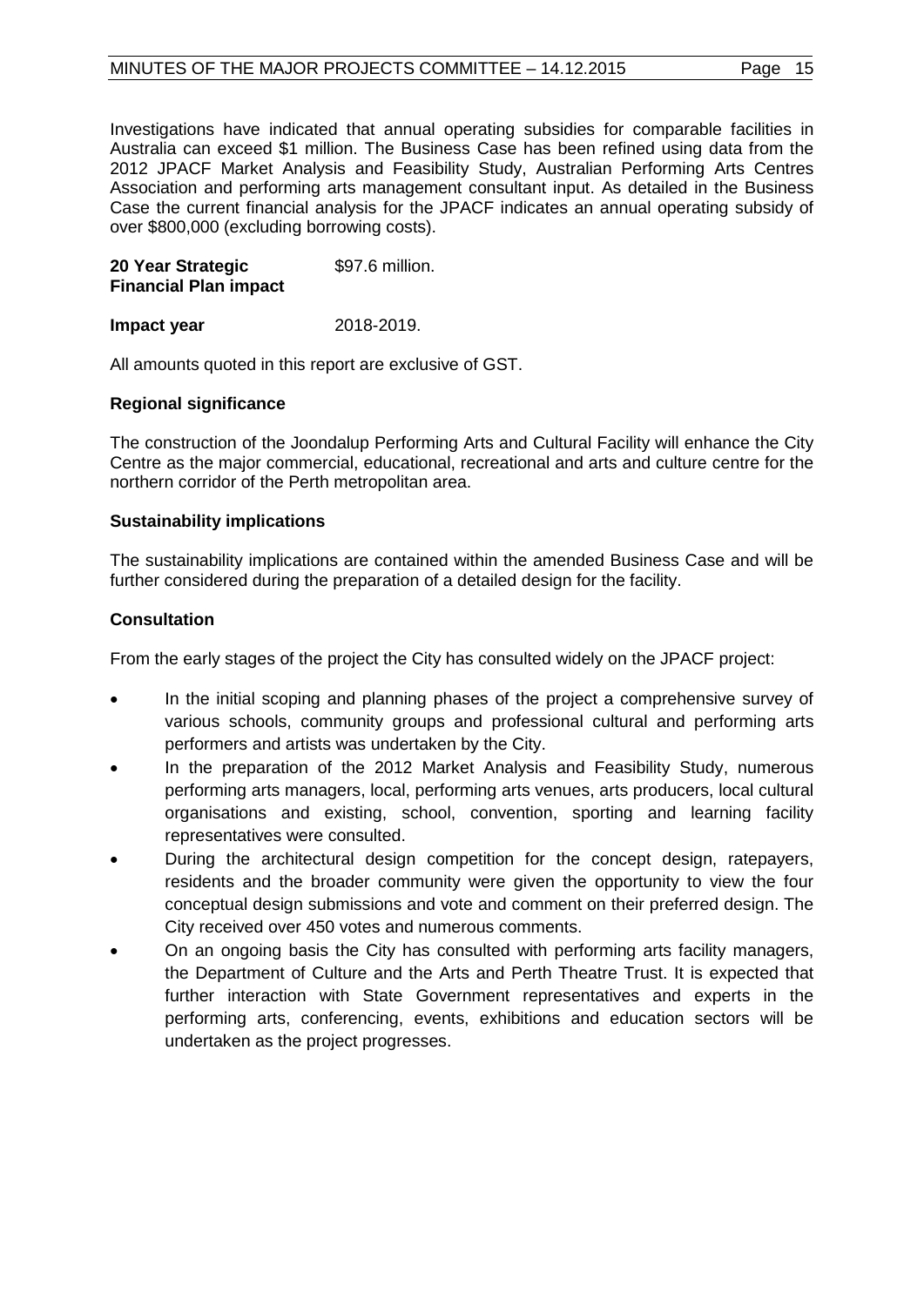Investigations have indicated that annual operating subsidies for comparable facilities in Australia can exceed $1 million. The Business Case has been refined using data from the 2012 JPACF Market Analysis and Feasibility Study, Australian Performing Arts Centres Association and performing arts management consultant input. As detailed in the Business Case the current financial analysis for the JPACF indicates an annual operating subsidy of over $800,000 (excluding borrowing costs).

| **20 Year Strategic Financial Plan impact** | $97.6 million. |
|---|---|
| **Impact year** | 2018-2019. |

All amounts quoted in this report are exclusive of GST.

**Regional significance**

The construction of the Joondalup Performing Arts and Cultural Facility will enhance the City Centre as the major commercial, educational, recreational and arts and culture centre for the northern corridor of the Perth metropolitan area.

**Sustainability implications**

The sustainability implications are contained within the amended Business Case and will be further considered during the preparation of a detailed design for the facility.

**Consultation**

From the early stages of the project the City has consulted widely on the JPACF project:

- In the initial scoping and planning phases of the project a comprehensive survey of various schools, community groups and professional cultural and performing arts performers and artists was undertaken by the City.
- In the preparation of the 2012 Market Analysis and Feasibility Study, numerous performing arts managers, local, performing arts venues, arts producers, local cultural organisations and existing, school, convention, sporting and learning facility representatives were consulted.
- During the architectural design competition for the concept design, ratepayers, residents and the broader community were given the opportunity to view the four conceptual design submissions and vote and comment on their preferred design. The City received over 450 votes and numerous comments.
- On an ongoing basis the City has consulted with performing arts facility managers, the Department of Culture and the Arts and Perth Theatre Trust. It is expected that further interaction with State Government representatives and experts in the performing arts, conferencing, events, exhibitions and education sectors will be undertaken as the project progresses.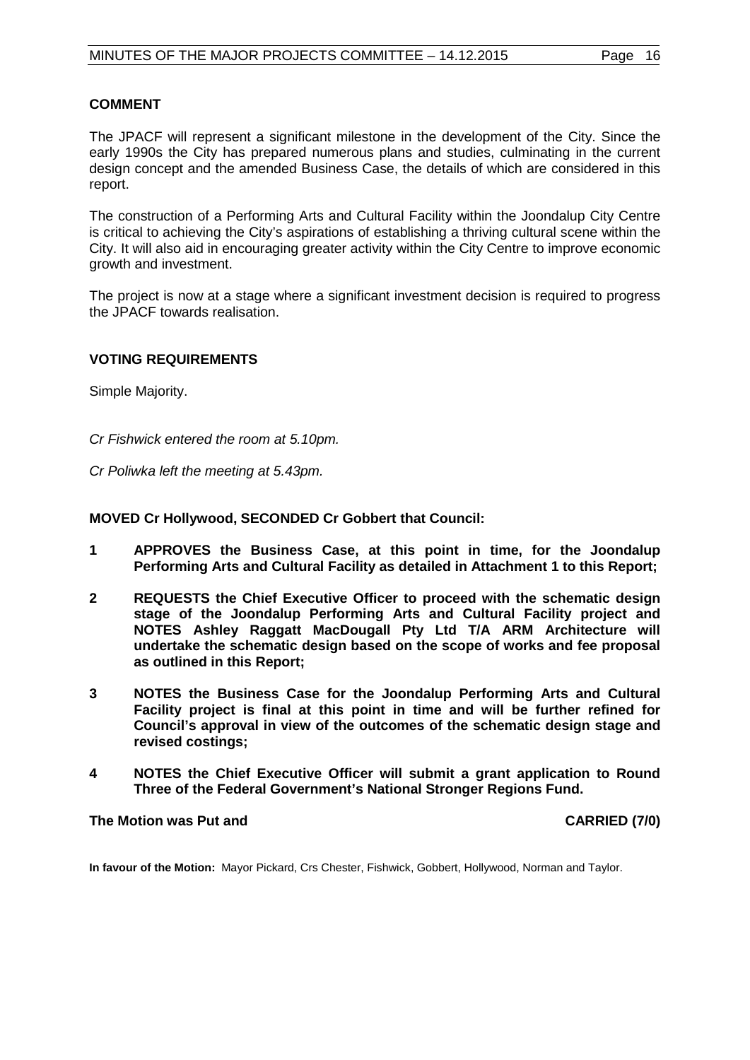## COMMENT

The JPACF will represent a significant milestone in the development of the City. Since the early 1990s the City has prepared numerous plans and studies, culminating in the current design concept and the amended Business Case, the details of which are considered in this report.

The construction of a Performing Arts and Cultural Facility within the Joondalup City Centre is critical to achieving the City's aspirations of establishing a thriving cultural scene within the City. It will also aid in encouraging greater activity within the City Centre to improve economic growth and investment.

The project is now at a stage where a significant investment decision is required to progress the JPACF towards realisation.

## VOTING REQUIREMENTS

Simple Majority.

*Cr Fishwick entered the room at 5.10pm.*

*Cr Poliwka left the meeting at 5.43pm.*

**MOVED Cr Hollywood, SECONDED Cr Gobbert that Council:**

**1 APPROVES the Business Case, at this point in time, for the Joondalup Performing Arts and Cultural Facility as detailed in Attachment 1 to this Report;**

**2 REQUESTS the Chief Executive Officer to proceed with the schematic design stage of the Joondalup Performing Arts and Cultural Facility project and NOTES Ashley Raggatt MacDougall Pty Ltd T/A ARM Architecture will undertake the schematic design based on the scope of works and fee proposal as outlined in this Report;**

**3 NOTES the Business Case for the Joondalup Performing Arts and Cultural Facility project is final at this point in time and will be further refined for Council's approval in view of the outcomes of the schematic design stage and revised costings;**

**4 NOTES the Chief Executive Officer will submit a grant application to Round Three of the Federal Government's National Stronger Regions Fund.**

**The Motion was Put and CARRIED (7/0)**

**In favour of the Motion:** Mayor Pickard, Crs Chester, Fishwick, Gobbert, Hollywood, Norman and Taylor.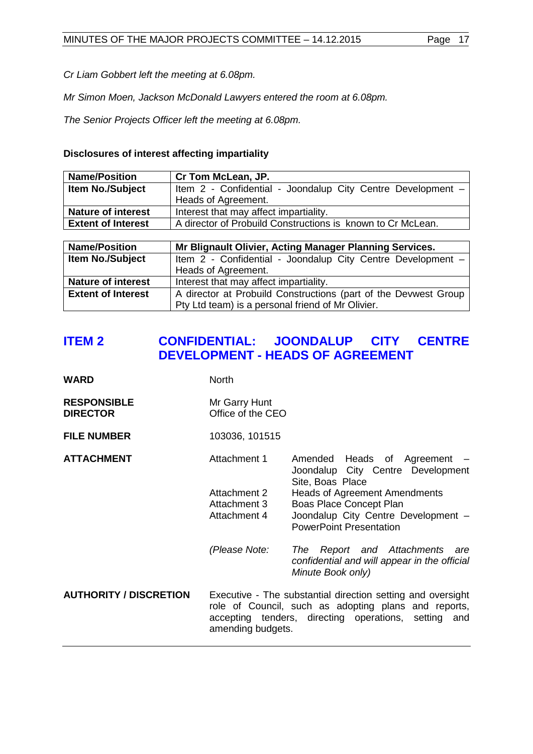*Cr Liam Gobbert left the meeting at 6.08pm.*

*Mr Simon Moen, Jackson McDonald Lawyers entered the room at 6.08pm.*

*The Senior Projects Officer left the meeting at 6.08pm.*

**Disclosures of interest affecting impartiality**

| **Name/Position** | **Cr Tom McLean, JP.** |
|---|---|
| **Item No./Subject** | Item 2 - Confidential - Joondalup City Centre Development – Heads of Agreement. |
| **Nature of interest** | Interest that may affect impartiality. |
| **Extent of Interest** | A director of Probuild Constructions is known to Cr McLean. |

| **Name/Position** | **Mr Blignault Olivier, Acting Manager Planning Services.** |
|---|---|
| **Item No./Subject** | Item 2 - Confidential - Joondalup City Centre Development – Heads of Agreement. |
| **Nature of interest** | Interest that may affect impartiality. |
| **Extent of Interest** | A director at Probuild Constructions (part of the Devwest Group Pty Ltd team) is a personal friend of Mr Olivier. |

## ITEM 2 CONFIDENTIAL: JOONDALUP CITY CENTRE DEVELOPMENT - HEADS OF AGREEMENT

**WARD** North

**RESPONSIBLE DIRECTOR** Mr Garry Hunt
Office of the CEO

**FILE NUMBER** 103036, 101515

**ATTACHMENT**

Attachment 1 Amended Heads of Agreement – Joondalup City Centre Development Site, Boas Place
Attachment 2 Heads of Agreement Amendments
Attachment 3 Boas Place Concept Plan
Attachment 4 Joondalup City Centre Development – PowerPoint Presentation

*(Please Note: The Report and Attachments are confidential and will appear in the official Minute Book only)*

**AUTHORITY / DISCRETION** Executive - The substantial direction setting and oversight role of Council, such as adopting plans and reports, accepting tenders, directing operations, setting and amending budgets.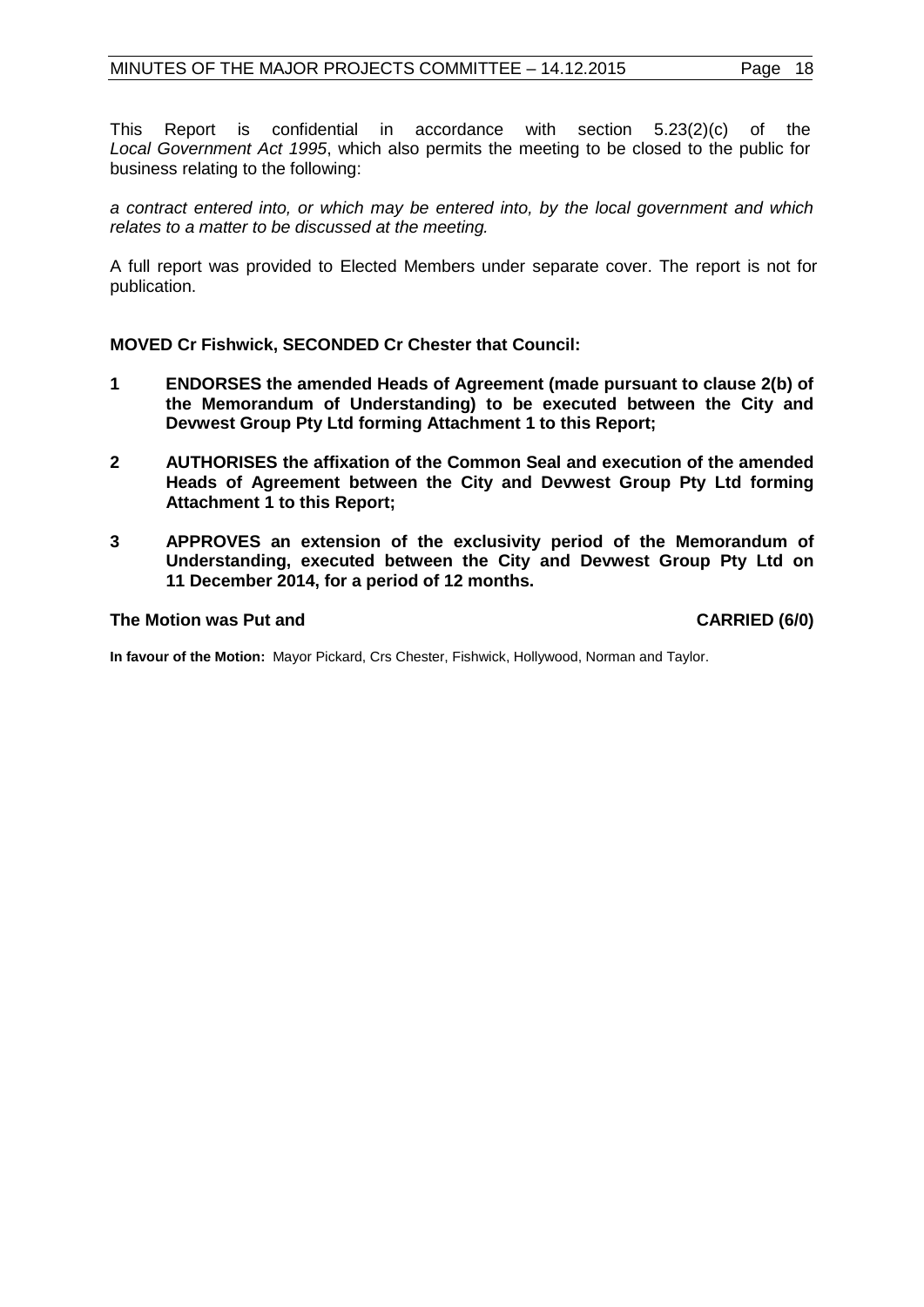This Report is confidential in accordance with section 5.23(2)(c) of the *Local Government Act 1995*, which also permits the meeting to be closed to the public for business relating to the following:

*a contract entered into, or which may be entered into, by the local government and which relates to a matter to be discussed at the meeting.*

A full report was provided to Elected Members under separate cover. The report is not for publication.

**MOVED Cr Fishwick, SECONDED Cr Chester that Council:**

**1 ENDORSES the amended Heads of Agreement (made pursuant to clause 2(b) of the Memorandum of Understanding) to be executed between the City and Devwest Group Pty Ltd forming Attachment 1 to this Report;**

**2 AUTHORISES the affixation of the Common Seal and execution of the amended Heads of Agreement between the City and Devwest Group Pty Ltd forming Attachment 1 to this Report;**

**3 APPROVES an extension of the exclusivity period of the Memorandum of Understanding, executed between the City and Devwest Group Pty Ltd on 11 December 2014, for a period of 12 months.**

**The Motion was Put and CARRIED (6/0)**

**In favour of the Motion:** Mayor Pickard, Crs Chester, Fishwick, Hollywood, Norman and Taylor.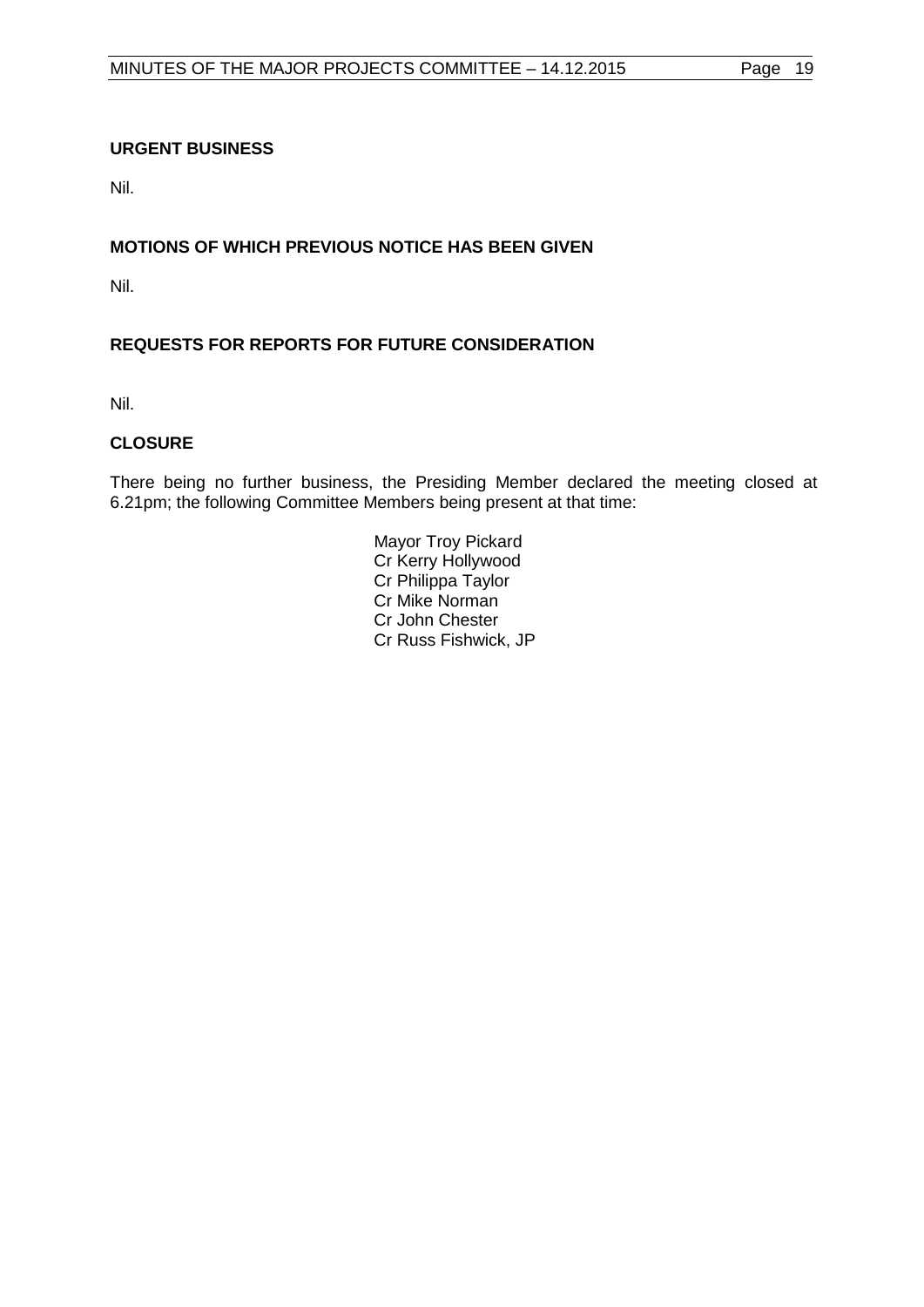## URGENT BUSINESS

Nil.

## MOTIONS OF WHICH PREVIOUS NOTICE HAS BEEN GIVEN

Nil.

## REQUESTS FOR REPORTS FOR FUTURE CONSIDERATION

Nil.

## CLOSURE

There being no further business, the Presiding Member declared the meeting closed at 6.21pm; the following Committee Members being present at that time:

Mayor Troy Pickard
Cr Kerry Hollywood
Cr Philippa Taylor
Cr Mike Norman
Cr John Chester
Cr Russ Fishwick, JP